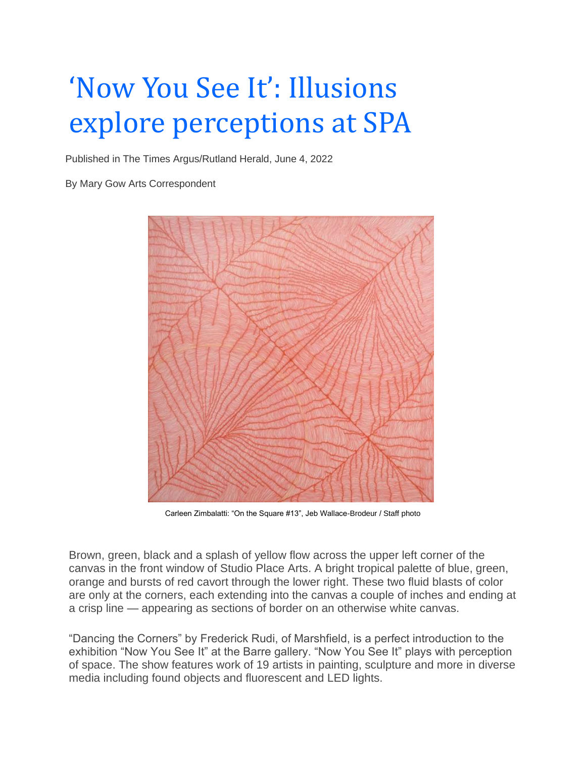# 'Now You See It': Illusions explore perceptions at SPA

Published in The Times Argus/Rutland Herald, June 4, 2022

By Mary Gow Arts Correspondent

Carleen Zimbalatti: "On the Square #13", Jeb Wallace-Brodeur / Staff photo

Brown, green, black and a splash of yellow flow across the upper left corner of the canvas in the front window of Studio Place Arts. A bright tropical palette of blue, green, orange and bursts of red cavort through the lower right. These two fluid blasts of color are only at the corners, each extending into the canvas a couple of inches and ending at a crisp line — appearing as sections of border on an otherwise white canvas.

"Dancing the Corners" by Frederick Rudi, of Marshfield, is a perfect introduction to the exhibition "Now You See It" at the Barre gallery. "Now You See It" plays with perception of space. The show features work of 19 artists in painting, sculpture and more in diverse media including found objects and fluorescent and LED lights.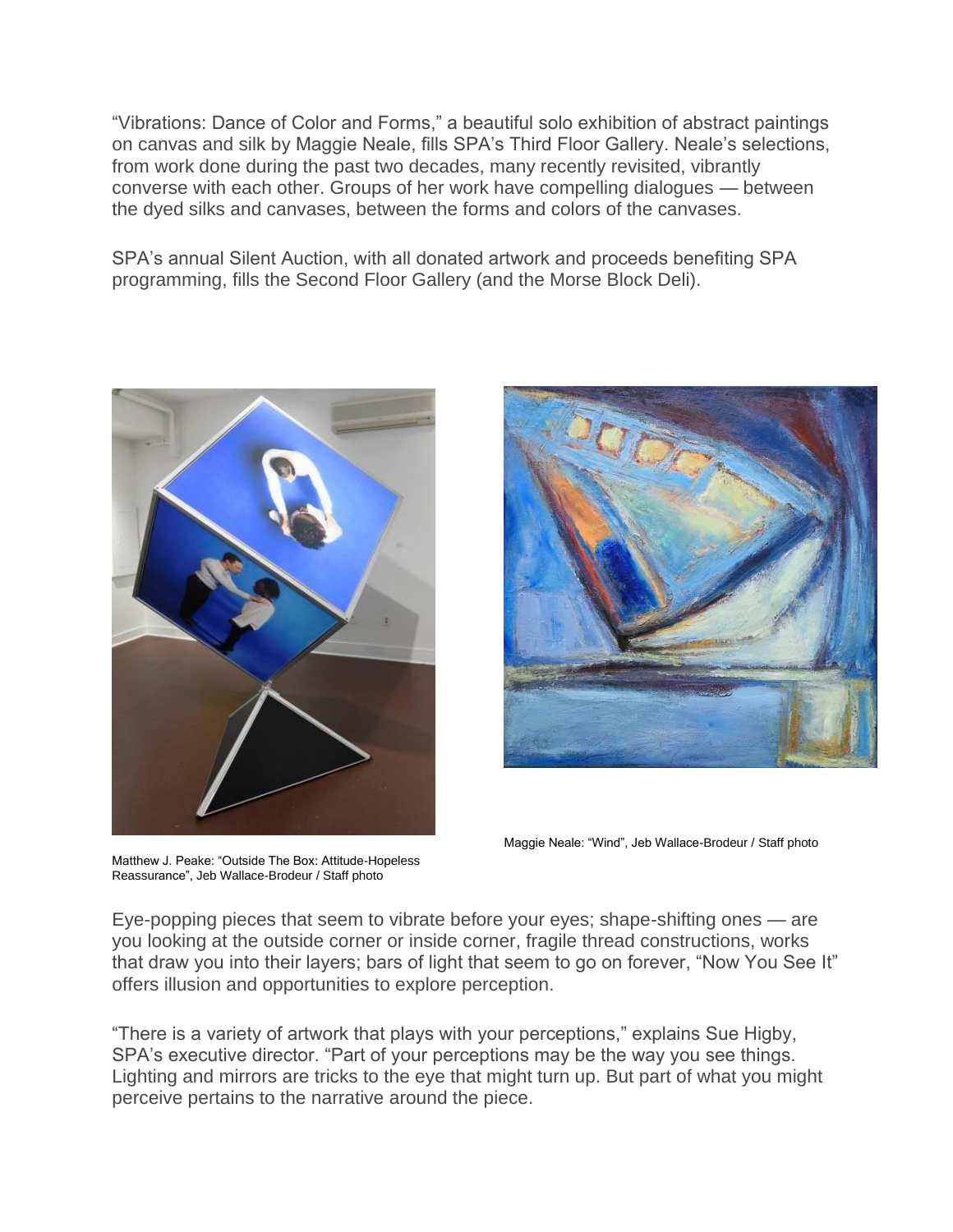"Vibrations: Dance of Color and Forms," a beautiful solo exhibition of abstract paintings on canvas and silk by Maggie Neale, fills SPA's Third Floor Gallery. Neale's selections, from work done during the past two decades, many recently revisited, vibrantly converse with each other. Groups of her work have compelling dialogues — between the dyed silks and canvases, between the forms and colors of the canvases.

SPA's annual Silent Auction, with all donated artwork and proceeds benefiting SPA programming, fills the Second Floor Gallery (and the Morse Block Deli).

Matthew J. Peake: "Outside The Box: Attitude-Hopeless Reassurance", Jeb Wallace-Brodeur / Staff photo

Maggie Neale: "Wind", Jeb Wallace-Brodeur / Staff photo

Eye-popping pieces that seem to vibrate before your eyes; shape-shifting ones — are you looking at the outside corner or inside corner, fragile thread constructions, works that draw you into their layers; bars of light that seem to go on forever, "Now You See It" offers illusion and opportunities to explore perception.

"There is a variety of artwork that plays with your perceptions," explains Sue Higby, SPA's executive director. "Part of your perceptions may be the way you see things. Lighting and mirrors are tricks to the eye that might turn up. But part of what you might perceive pertains to the narrative around the piece.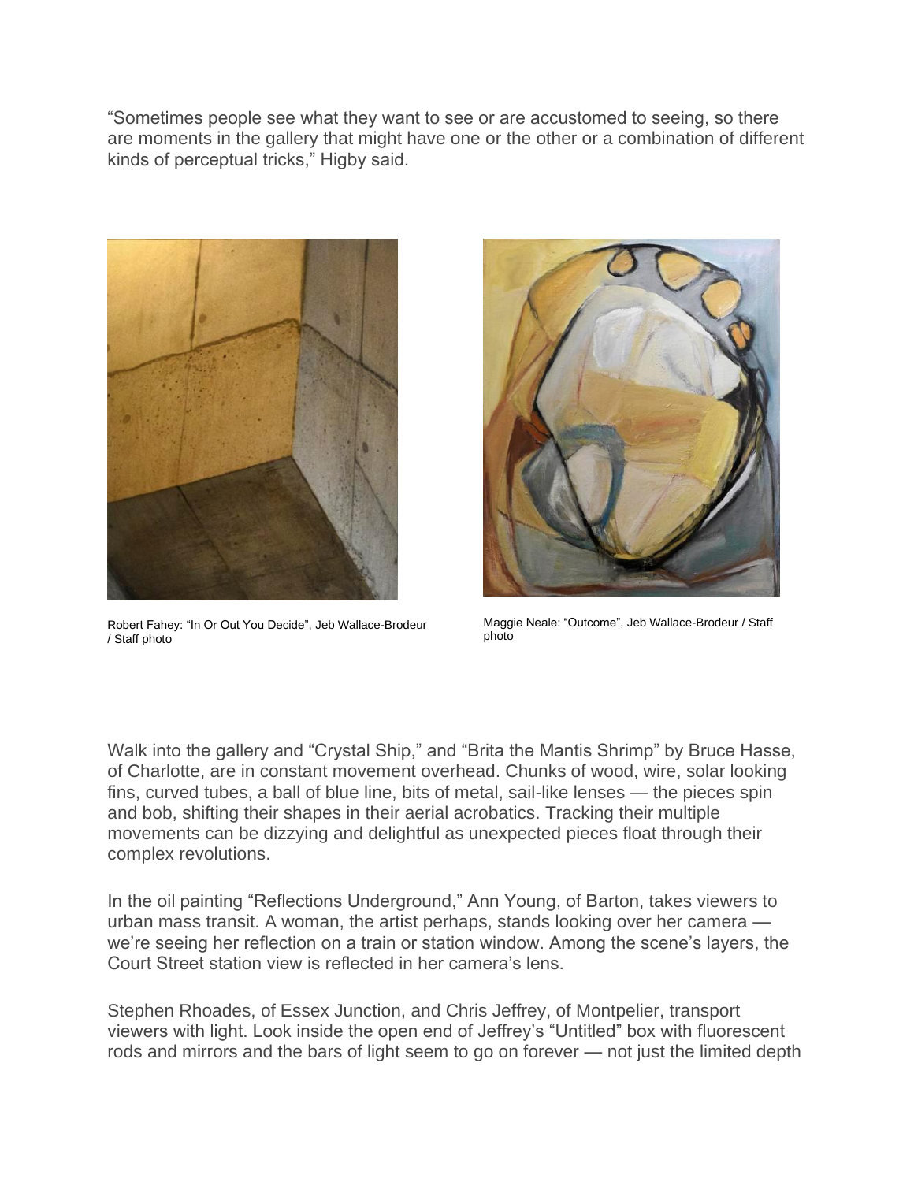“Sometimes people see what they want to see or are accustomed to seeing, so there are moments in the gallery that might have one or the other or a combination of different kinds of perceptual tricks,” Higby said.

Robert Fahey: “In Or Out You Decide”, Jeb Wallace-Brodeur / Staff photo

Maggie Neale: “Outcome”, Jeb Wallace-Brodeur / Staff photo

Walk into the gallery and “Crystal Ship,” and “Brita the Mantis Shrimp” by Bruce Hasse, of Charlotte, are in constant movement overhead. Chunks of wood, wire, solar looking fins, curved tubes, a ball of blue line, bits of metal, sail-like lenses — the pieces spin and bob, shifting their shapes in their aerial acrobatics. Tracking their multiple movements can be dizzying and delightful as unexpected pieces float through their complex revolutions.

In the oil painting “Reflections Underground,” Ann Young, of Barton, takes viewers to urban mass transit. A woman, the artist perhaps, stands looking over her camera — we’re seeing her reflection on a train or station window. Among the scene’s layers, the Court Street station view is reflected in her camera’s lens.

Stephen Rhoades, of Essex Junction, and Chris Jeffrey, of Montpelier, transport viewers with light. Look inside the open end of Jeffrey’s “Untitled” box with fluorescent rods and mirrors and the bars of light seem to go on forever — not just the limited depth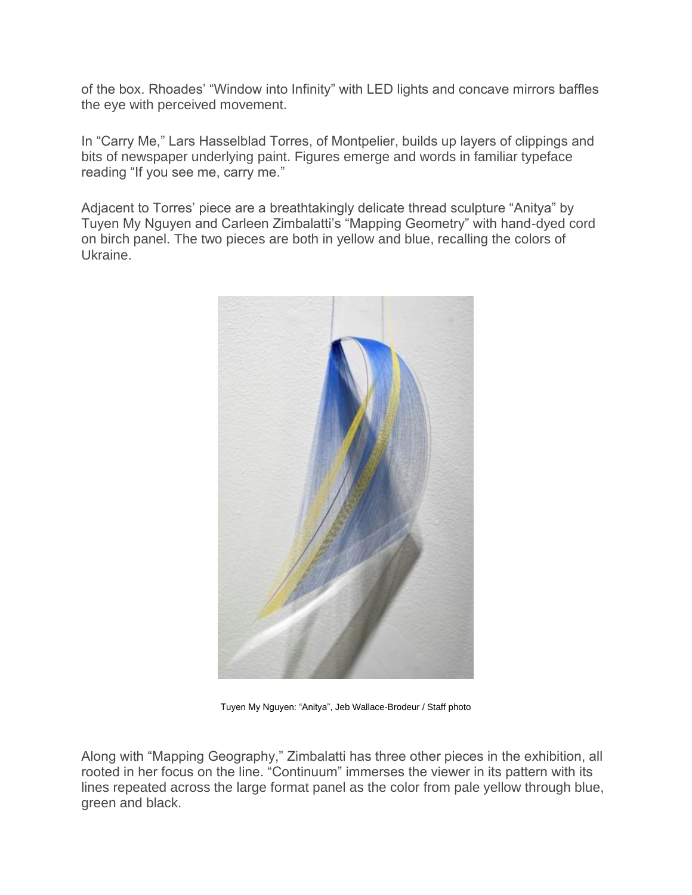of the box. Rhoades' "Window into Infinity" with LED lights and concave mirrors baffles the eye with perceived movement.

In "Carry Me," Lars Hasselblad Torres, of Montpelier, builds up layers of clippings and bits of newspaper underlying paint. Figures emerge and words in familiar typeface reading "If you see me, carry me."

Adjacent to Torres' piece are a breathtakingly delicate thread sculpture "Anitya" by Tuyen My Nguyen and Carleen Zimbalatti's "Mapping Geometry" with hand-dyed cord on birch panel. The two pieces are both in yellow and blue, recalling the colors of Ukraine.

Tuyen My Nguyen: "Anitya", Jeb Wallace-Brodeur / Staff photo

Along with "Mapping Geography," Zimbalatti has three other pieces in the exhibition, all rooted in her focus on the line. "Continuum" immerses the viewer in its pattern with its lines repeated across the large format panel as the color from pale yellow through blue, green and black.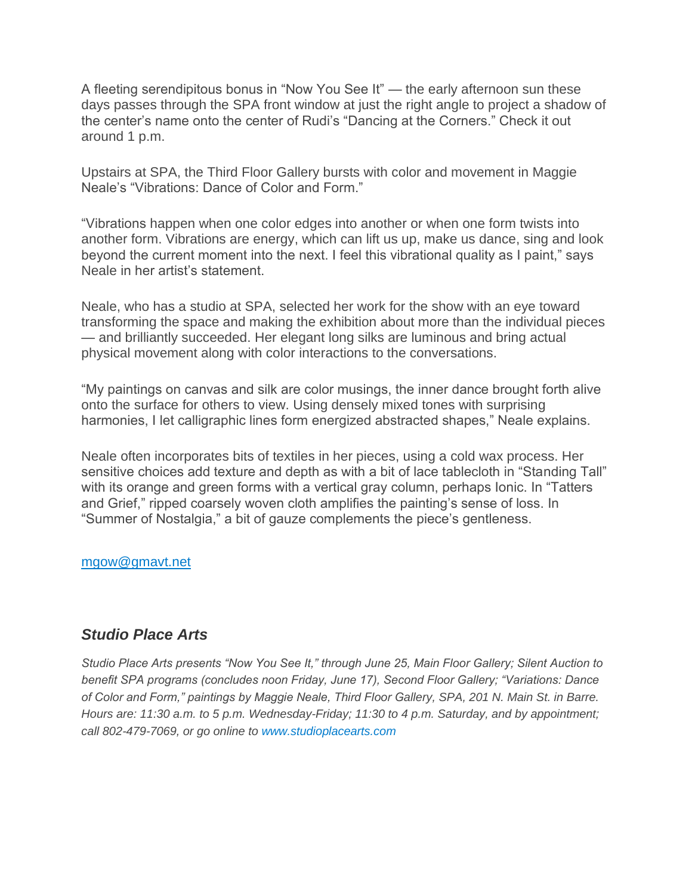A fleeting serendipitous bonus in "Now You See It" — the early afternoon sun these days passes through the SPA front window at just the right angle to project a shadow of the center's name onto the center of Rudi's "Dancing at the Corners." Check it out around 1 p.m.

Upstairs at SPA, the Third Floor Gallery bursts with color and movement in Maggie Neale's "Vibrations: Dance of Color and Form."

"Vibrations happen when one color edges into another or when one form twists into another form. Vibrations are energy, which can lift us up, make us dance, sing and look beyond the current moment into the next. I feel this vibrational quality as I paint," says Neale in her artist's statement.

Neale, who has a studio at SPA, selected her work for the show with an eye toward transforming the space and making the exhibition about more than the individual pieces — and brilliantly succeeded. Her elegant long silks are luminous and bring actual physical movement along with color interactions to the conversations.

"My paintings on canvas and silk are color musings, the inner dance brought forth alive onto the surface for others to view. Using densely mixed tones with surprising harmonies, I let calligraphic lines form energized abstracted shapes," Neale explains.

Neale often incorporates bits of textiles in her pieces, using a cold wax process. Her sensitive choices add texture and depth as with a bit of lace tablecloth in "Standing Tall" with its orange and green forms with a vertical gray column, perhaps Ionic. In "Tatters and Grief," ripped coarsely woven cloth amplifies the painting's sense of loss. In "Summer of Nostalgia," a bit of gauze complements the piece's gentleness.

mgow@gmavt.net

## ***Studio Place Arts***

*Studio Place Arts presents "Now You See It," through June 25, Main Floor Gallery; Silent Auction to benefit SPA programs (concludes noon Friday, June 17), Second Floor Gallery; "Variations: Dance of Color and Form," paintings by Maggie Neale, Third Floor Gallery, SPA, 201 N. Main St. in Barre. Hours are: 11:30 a.m. to 5 p.m. Wednesday-Friday; 11:30 to 4 p.m. Saturday, and by appointment; call 802-479-7069, or go online to www.studioplacearts.com*